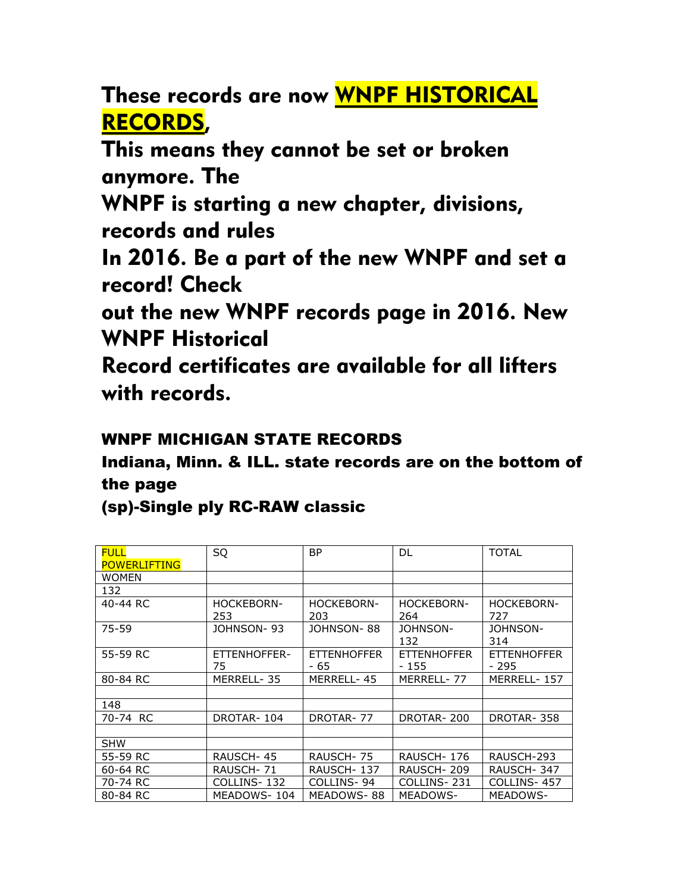# These records are now WNPF HISTORICAL RECORDS,

# This means they cannot be set or broken anymore. The WNPF is starting a new chapter, divisions, records and rules In 2016. Be a part of the new WNPF and set a record! Check out the new WNPF records page in 2016. New WNPF Historical Record certificates are available for all lifters with records.

## WNPF MICHIGAN STATE RECORDS

### Indiana, Minn. & ILL. state records are on the bottom of the page

### (sp)-Single ply RC-RAW classic

| FULL POWERLIFTING | SQ | BP | DL | TOTAL |
|---|---|---|---|---|
| WOMEN | | | | |
| 132 | | | | |
| 40-44 RC | HOCKEBORN-253 | HOCKEBORN-203 | HOCKEBORN-264 | HOCKEBORN-727 |
| 75-59 | JOHNSON- 93 | JOHNSON- 88 | JOHNSON-132 | JOHNSON-314 |
| 55-59 RC | ETTENHOFFER-75 | ETTENHOFFER - 65 | ETTENHOFFER - 155 | ETTENHOFFER - 295 |
| 80-84 RC | MERRELL- 35 | MERRELL- 45 | MERRELL- 77 | MERRELL- 157 |
| | | | | |
| 148 | | | | |
| 70-74 RC | DROTAR- 104 | DROTAR- 77 | DROTAR- 200 | DROTAR- 358 |
| | | | | |
| SHW | | | | |
| 55-59 RC | RAUSCH- 45 | RAUSCH- 75 | RAUSCH- 176 | RAUSCH-293 |
| 60-64 RC | RAUSCH- 71 | RAUSCH- 137 | RAUSCH- 209 | RAUSCH- 347 |
| 70-74 RC | COLLINS- 132 | COLLINS- 94 | COLLINS- 231 | COLLINS- 457 |
| 80-84 RC | MEADOWS- 104 | MEADOWS- 88 | MEADOWS- | MEADOWS- |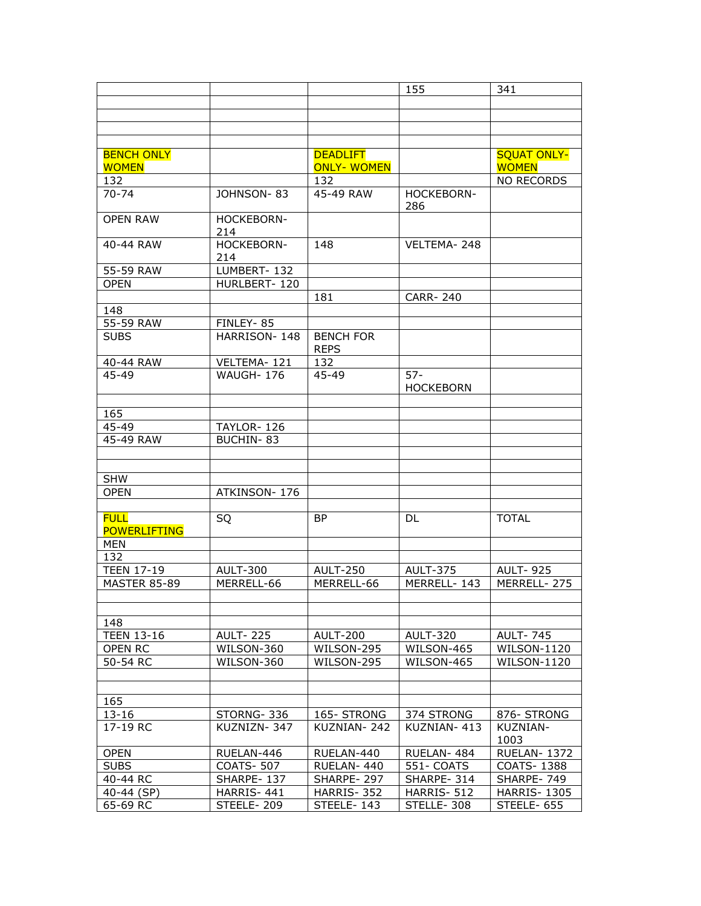| | | | | |
|---|---|---|---|---|
| | | | 155 | 341 |
| | | | | |
| | | | | |
| | | | | |
| | | | | |
| BENCH ONLY WOMEN | | DEADLIFT ONLY- WOMEN | | SQUAT ONLY- WOMEN |
| 132 | | 132 | | NO RECORDS |
| 70-74 | JOHNSON- 83 | 45-49 RAW | HOCKEBORN- 286 | |
| OPEN RAW | HOCKEBORN- 214 | | | |
| 40-44 RAW | HOCKEBORN- 214 | 148 | VELTEMA- 248 | |
| 55-59 RAW | LUMBERT- 132 | | | |
| OPEN | HURLBERT- 120 | | | |
| | | 181 | CARR- 240 | |
| 148 | | | | |
| 55-59 RAW | FINLEY- 85 | | | |
| SUBS | HARRISON- 148 | BENCH FOR REPS | | |
| 40-44 RAW | VELTEMA- 121 | 132 | | |
| 45-49 | WAUGH- 176 | 45-49 | 57- HOCKEBORN | |
| | | | | |
| 165 | | | | |
| 45-49 | TAYLOR- 126 | | | |
| 45-49 RAW | BUCHIN- 83 | | | |
| | | | | |
| | | | | |
| SHW | | | | |
| OPEN | ATKINSON- 176 | | | |
| | | | | |
| FULL POWERLIFTING | SQ | BP | DL | TOTAL |
| MEN | | | | |
| 132 | | | | |
| TEEN 17-19 | AULT-300 | AULT-250 | AULT-375 | AULT- 925 |
| MASTER 85-89 | MERRELL-66 | MERRELL-66 | MERRELL- 143 | MERRELL- 275 |
| | | | | |
| | | | | |
| 148 | | | | |
| TEEN 13-16 | AULT- 225 | AULT-200 | AULT-320 | AULT- 745 |
| OPEN RC | WILSON-360 | WILSON-295 | WILSON-465 | WILSON-1120 |
| 50-54 RC | WILSON-360 | WILSON-295 | WILSON-465 | WILSON-1120 |
| | | | | |
| | | | | |
| 165 | | | | |
| 13-16 | STORNG- 336 | 165- STRONG | 374 STRONG | 876- STRONG |
| 17-19 RC | KUZNIZN- 347 | KUZNIAN- 242 | KUZNIAN- 413 | KUZNIAN- 1003 |
| OPEN | RUELAN-446 | RUELAN-440 | RUELAN- 484 | RUELAN- 1372 |
| SUBS | COATS- 507 | RUELAN- 440 | 551- COATS | COATS- 1388 |
| 40-44 RC | SHARPE- 137 | SHARPE- 297 | SHARPE- 314 | SHARPE- 749 |
| 40-44 (SP) | HARRIS- 441 | HARRIS- 352 | HARRIS- 512 | HARRIS- 1305 |
| 65-69 RC | STEELE- 209 | STEELE- 143 | STELLE- 308 | STEELE- 655 |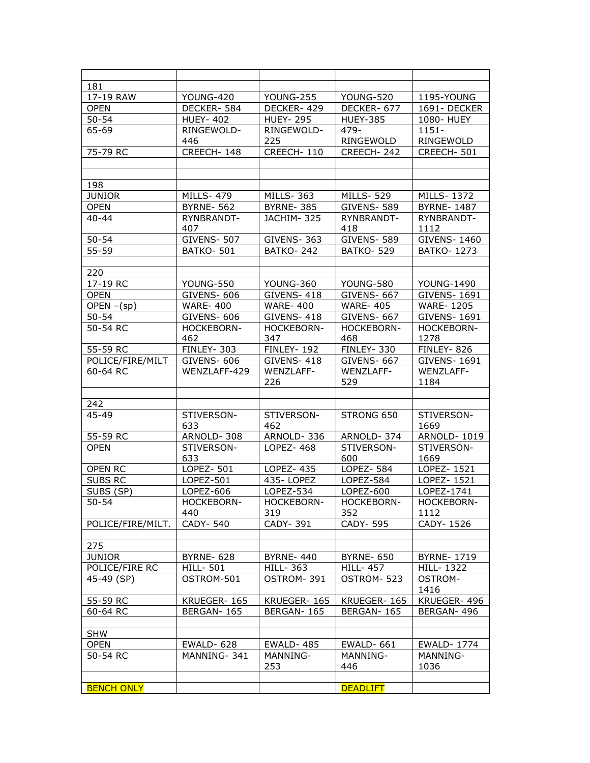| | | | | |
|---|---|---|---|---|
| 181 | | | | |
| 17-19 RAW | YOUNG-420 | YOUNG-255 | YOUNG-520 | 1195-YOUNG |
| OPEN | DECKER- 584 | DECKER- 429 | DECKER- 677 | 1691- DECKER |
| 50-54 | HUEY- 402 | HUEY- 295 | HUEY-385 | 1080- HUEY |
| 65-69 | RINGEWOLD-446 | RINGEWOLD-225 | 479-RINGEWOLD | 1151-RINGEWOLD |
| 75-79 RC | CREECH- 148 | CREECH- 110 | CREECH- 242 | CREECH- 501 |
| | | | | |
| | | | | |
| 198 | | | | |
| JUNIOR | MILLS- 479 | MILLS- 363 | MILLS- 529 | MILLS- 1372 |
| OPEN | BYRNE- 562 | BYRNE- 385 | GIVENS- 589 | BYRNE- 1487 |
| 40-44 | RYNBRANDT-407 | JACHIM- 325 | RYNBRANDT-418 | RYNBRANDT-1112 |
| 50-54 | GIVENS- 507 | GIVENS- 363 | GIVENS- 589 | GIVENS- 1460 |
| 55-59 | BATKO- 501 | BATKO- 242 | BATKO- 529 | BATKO- 1273 |
| | | | | |
| 220 | | | | |
| 17-19 RC | YOUNG-550 | YOUNG-360 | YOUNG-580 | YOUNG-1490 |
| OPEN | GIVENS- 606 | GIVENS- 418 | GIVENS- 667 | GIVENS- 1691 |
| OPEN –(sp) | WARE- 400 | WARE- 400 | WARE- 405 | WARE- 1205 |
| 50-54 | GIVENS- 606 | GIVENS- 418 | GIVENS- 667 | GIVENS- 1691 |
| 50-54 RC | HOCKEBORN-462 | HOCKEBORN-347 | HOCKEBORN-468 | HOCKEBORN-1278 |
| 55-59 RC | FINLEY- 303 | FINLEY- 192 | FINLEY- 330 | FINLEY- 826 |
| POLICE/FIRE/MILT | GIVENS- 606 | GIVENS- 418 | GIVENS- 667 | GIVENS- 1691 |
| 60-64 RC | WENZLAFF-429 | WENZLAFF-226 | WENZLAFF-529 | WENZLAFF-1184 |
| | | | | |
| 242 | | | | |
| 45-49 | STIVERSON-633 | STIVERSON-462 | STRONG 650 | STIVERSON-1669 |
| 55-59 RC | ARNOLD- 308 | ARNOLD- 336 | ARNOLD- 374 | ARNOLD- 1019 |
| OPEN | STIVERSON-633 | LOPEZ- 468 | STIVERSON-600 | STIVERSON-1669 |
| OPEN RC | LOPEZ- 501 | LOPEZ- 435 | LOPEZ- 584 | LOPEZ- 1521 |
| SUBS RC | LOPEZ-501 | 435- LOPEZ | LOPEZ-584 | LOPEZ- 1521 |
| SUBS (SP) | LOPEZ-606 | LOPEZ-534 | LOPEZ-600 | LOPEZ-1741 |
| 50-54 | HOCKEBORN-440 | HOCKEBORN-319 | HOCKEBORN-352 | HOCKEBORN-1112 |
| POLICE/FIRE/MILT. | CADY- 540 | CADY- 391 | CADY- 595 | CADY- 1526 |
| | | | | |
| 275 | | | | |
| JUNIOR | BYRNE- 628 | BYRNE- 440 | BYRNE- 650 | BYRNE- 1719 |
| POLICE/FIRE RC | HILL- 501 | HILL- 363 | HILL- 457 | HILL- 1322 |
| 45-49 (SP) | OSTROM-501 | OSTROM- 391 | OSTROM- 523 | OSTROM-1416 |
| 55-59 RC | KRUEGER- 165 | KRUEGER- 165 | KRUEGER- 165 | KRUEGER- 496 |
| 60-64 RC | BERGAN- 165 | BERGAN- 165 | BERGAN- 165 | BERGAN- 496 |
| | | | | |
| SHW | | | | |
| OPEN | EWALD- 628 | EWALD- 485 | EWALD- 661 | EWALD- 1774 |
| 50-54 RC | MANNING- 341 | MANNING-253 | MANNING-446 | MANNING-1036 |
| | | | | |
| BENCH ONLY | | | DEADLIFT | |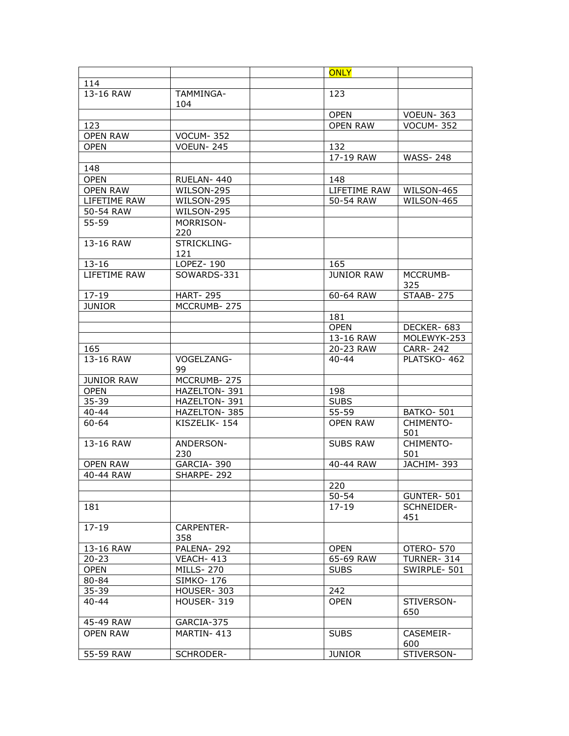| | | | ONLY | |
|---|---|---|---|---|
| 114 | | | | |
| 13-16 RAW | TAMMINGA- 104 | | 123 | |
| | | | OPEN | VOEUN- 363 |
| 123 | | | OPEN RAW | VOCUM- 352 |
| OPEN RAW | VOCUM- 352 | | | |
| OPEN | VOEUN- 245 | | 132 | |
| | | | 17-19 RAW | WASS- 248 |
| 148 | | | | |
| OPEN | RUELAN- 440 | | 148 | |
| OPEN RAW | WILSON-295 | | LIFETIME RAW | WILSON-465 |
| LIFETIME RAW | WILSON-295 | | 50-54 RAW | WILSON-465 |
| 50-54 RAW | WILSON-295 | | | |
| 55-59 | MORRISON- 220 | | | |
| 13-16 RAW | STRICKLING- 121 | | | |
| 13-16 | LOPEZ- 190 | | 165 | |
| LIFETIME RAW | SOWARDS-331 | | JUNIOR RAW | MCCRUMB- 325 |
| 17-19 | HART- 295 | | 60-64 RAW | STAAB- 275 |
| JUNIOR | MCCRUMB- 275 | | | |
| | | | 181 | |
| | | | OPEN | DECKER- 683 |
| | | | 13-16 RAW | MOLEWYK-253 |
| 165 | | | 20-23 RAW | CARR- 242 |
| 13-16 RAW | VOGELZANG- 99 | | 40-44 | PLATSKO- 462 |
| JUNIOR RAW | MCCRUMB- 275 | | | |
| OPEN | HAZELTON- 391 | | 198 | |
| 35-39 | HAZELTON- 391 | | SUBS | |
| 40-44 | HAZELTON- 385 | | 55-59 | BATKO- 501 |
| 60-64 | KISZELIK- 154 | | OPEN RAW | CHIMENTO- 501 |
| 13-16 RAW | ANDERSON- 230 | | SUBS RAW | CHIMENTO- 501 |
| OPEN RAW | GARCIA- 390 | | 40-44 RAW | JACHIM- 393 |
| 40-44 RAW | SHARPE- 292 | | | |
| | | | 220 | |
| | | | 50-54 | GUNTER- 501 |
| 181 | | | 17-19 | SCHNEIDER- 451 |
| 17-19 | CARPENTER- 358 | | | |
| 13-16 RAW | PALENA- 292 | | OPEN | OTERO- 570 |
| 20-23 | VEACH- 413 | | 65-69 RAW | TURNER- 314 |
| OPEN | MILLS- 270 | | SUBS | SWIRPLE- 501 |
| 80-84 | SIMKO- 176 | | | |
| 35-39 | HOUSER- 303 | | 242 | |
| 40-44 | HOUSER- 319 | | OPEN | STIVERSON- 650 |
| 45-49 RAW | GARCIA-375 | | | |
| OPEN RAW | MARTIN- 413 | | SUBS | CASEMEIR- 600 |
| 55-59 RAW | SCHRODER- | | JUNIOR | STIVERSON- |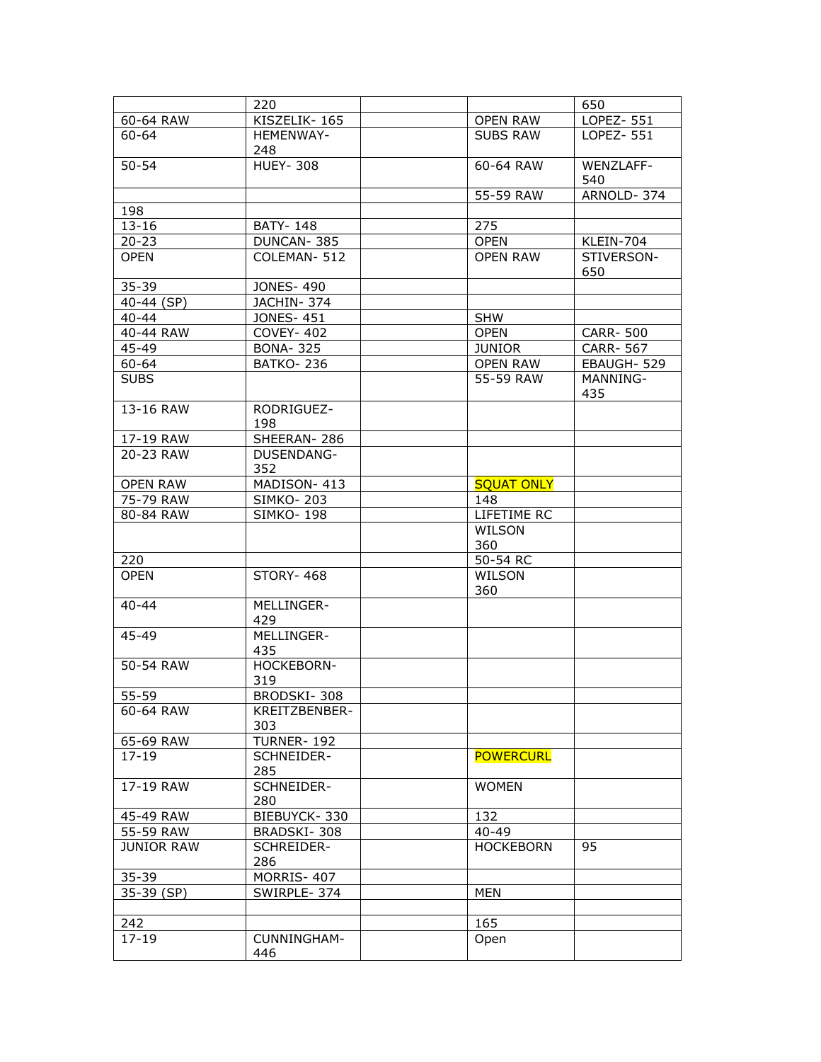| | 220 | | | 650 |
|---|---|---|---|---|
| 60-64 RAW | KISZELIK- 165 | | OPEN RAW | LOPEZ- 551 |
| 60-64 | HEMENWAY- 248 | | SUBS RAW | LOPEZ- 551 |
| 50-54 | HUEY- 308 | | 60-64 RAW | WENZLAFF- 540 |
| | | | 55-59 RAW | ARNOLD- 374 |
| 198 | | | | |
| 13-16 | BATY- 148 | | 275 | |
| 20-23 | DUNCAN- 385 | | OPEN | KLEIN-704 |
| OPEN | COLEMAN- 512 | | OPEN RAW | STIVERSON- 650 |
| 35-39 | JONES- 490 | | | |
| 40-44 (SP) | JACHIN- 374 | | | |
| 40-44 | JONES- 451 | | SHW | |
| 40-44 RAW | COVEY- 402 | | OPEN | CARR- 500 |
| 45-49 | BONA- 325 | | JUNIOR | CARR- 567 |
| 60-64 | BATKO- 236 | | OPEN RAW | EBAUGH- 529 |
| SUBS | | | 55-59 RAW | MANNING- 435 |
| 13-16 RAW | RODRIGUEZ- 198 | | | |
| 17-19 RAW | SHEERAN- 286 | | | |
| 20-23 RAW | DUSENDANG- 352 | | | |
| OPEN RAW | MADISON- 413 | | SQUAT ONLY | |
| 75-79 RAW | SIMKO- 203 | | 148 | |
| 80-84 RAW | SIMKO- 198 | | LIFETIME RC | |
| | | | WILSON 360 | |
| 220 | | | 50-54 RC | |
| OPEN | STORY- 468 | | WILSON 360 | |
| 40-44 | MELLINGER- 429 | | | |
| 45-49 | MELLINGER- 435 | | | |
| 50-54 RAW | HOCKEBORN- 319 | | | |
| 55-59 | BRODSKI- 308 | | | |
| 60-64 RAW | KREITZBENBER- 303 | | | |
| 65-69 RAW | TURNER- 192 | | | |
| 17-19 | SCHNEIDER- 285 | | POWERCURL | |
| 17-19 RAW | SCHNEIDER- 280 | | WOMEN | |
| 45-49 RAW | BIEBUYCK- 330 | | 132 | |
| 55-59 RAW | BRADSKI- 308 | | 40-49 | |
| JUNIOR RAW | SCHREIDER- 286 | | HOCKEBORN | 95 |
| 35-39 | MORRIS- 407 | | | |
| 35-39 (SP) | SWIRPLE- 374 | | MEN | |
| | | | | |
| 242 | | | 165 | |
| 17-19 | CUNNINGHAM- 446 | | Open | |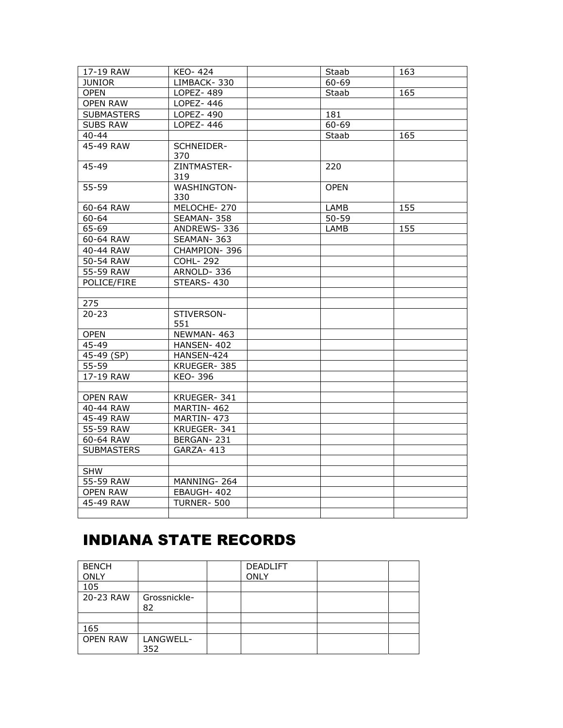| 17-19 RAW | KEO- 424 | | Staab | 163 |
|---|---|---|---|---|
| JUNIOR | LIMBACK- 330 | | 60-69 | |
| OPEN | LOPEZ- 489 | | Staab | 165 |
| OPEN RAW | LOPEZ- 446 | | | |
| SUBMASTERS | LOPEZ- 490 | | 181 | |
| SUBS RAW | LOPEZ- 446 | | 60-69 | |
| 40-44 | | | Staab | 165 |
| 45-49 RAW | SCHNEIDER-370 | | | |
| 45-49 | ZINTMASTER-319 | | 220 | |
| 55-59 | WASHINGTON-330 | | OPEN | |
| 60-64 RAW | MELOCHE- 270 | | LAMB | 155 |
| 60-64 | SEAMAN- 358 | | 50-59 | |
| 65-69 | ANDREWS- 336 | | LAMB | 155 |
| 60-64 RAW | SEAMAN- 363 | | | |
| 40-44 RAW | CHAMPION- 396 | | | |
| 50-54 RAW | COHL- 292 | | | |
| 55-59 RAW | ARNOLD- 336 | | | |
| POLICE/FIRE | STEARS- 430 | | | |
| | | | | |
| 275 | | | | |
| 20-23 | STIVERSON-551 | | | |
| OPEN | NEWMAN- 463 | | | |
| 45-49 | HANSEN- 402 | | | |
| 45-49 (SP) | HANSEN-424 | | | |
| 55-59 | KRUEGER- 385 | | | |
| 17-19 RAW | KEO- 396 | | | |
| | | | | |
| OPEN RAW | KRUEGER- 341 | | | |
| 40-44 RAW | MARTIN- 462 | | | |
| 45-49 RAW | MARTIN- 473 | | | |
| 55-59 RAW | KRUEGER- 341 | | | |
| 60-64 RAW | BERGAN- 231 | | | |
| SUBMASTERS | GARZA- 413 | | | |
| | | | | |
| SHW | | | | |
| 55-59 RAW | MANNING- 264 | | | |
| OPEN RAW | EBAUGH- 402 | | | |
| 45-49 RAW | TURNER- 500 | | | |
| | | | | |

# INDIANA STATE RECORDS

| BENCH ONLY | | | DEADLIFT ONLY | | |
|---|---|---|---|---|---|
| 105 | | | | | |
| 20-23 RAW | Grossnickle-82 | | | | |
| | | | | | |
| 165 | | | | | |
| OPEN RAW | LANGWELL-352 | | | | |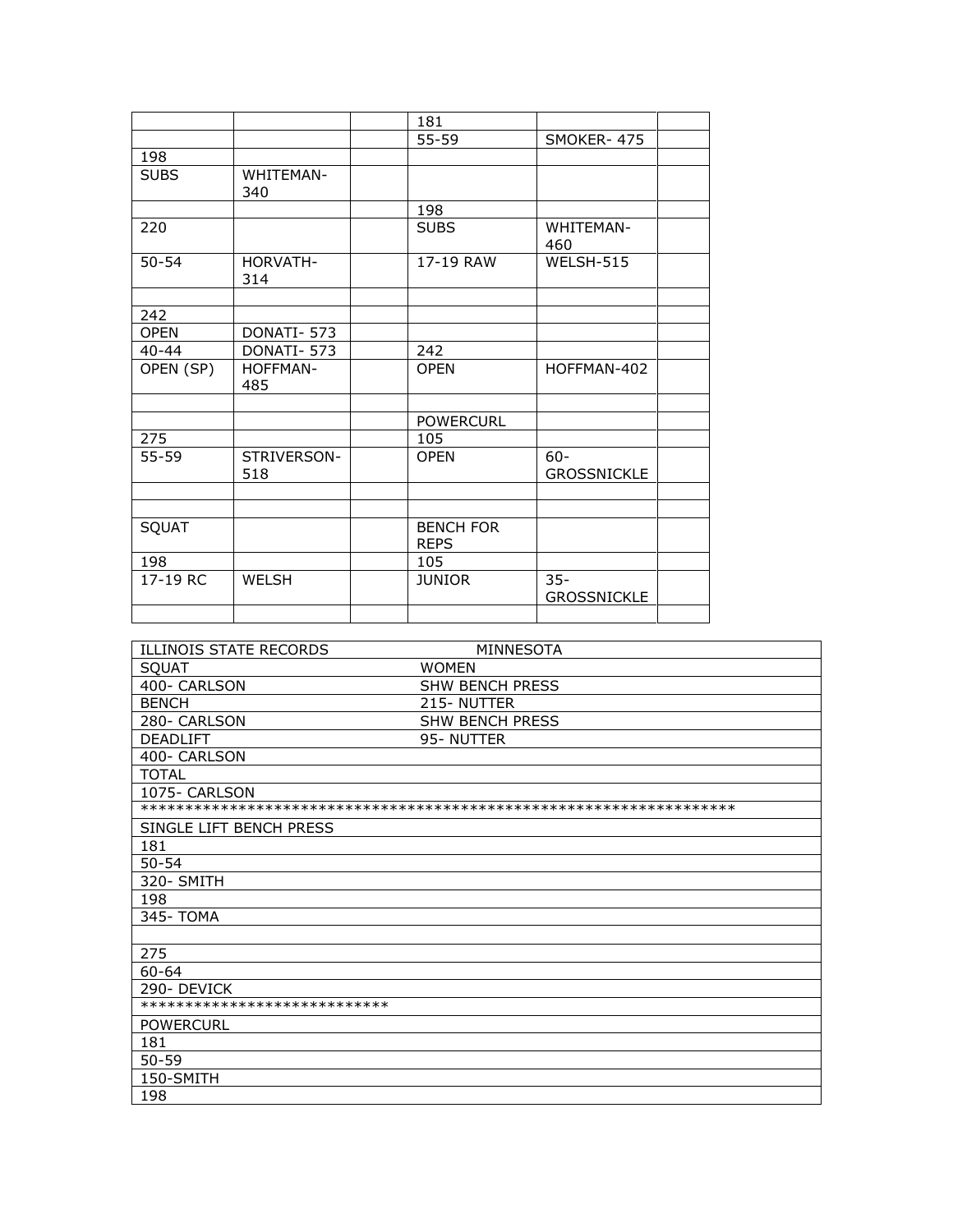| | | | | | |
|---|---|---|---|---|---|
| | | | 181 | | |
| | | | 55-59 | SMOKER- 475 | |
| 198 | | | | | |
| SUBS | WHITEMAN-340 | | | | |
| | | | 198 | | |
| 220 | | | SUBS | WHITEMAN-460 | |
| 50-54 | HORVATH-314 | | 17-19 RAW | WELSH-515 | |
| | | | | | |
| 242 | | | | | |
| OPEN | DONATI- 573 | | | | |
| 40-44 | DONATI- 573 | | 242 | | |
| OPEN (SP) | HOFFMAN-485 | | OPEN | HOFFMAN-402 | |
| | | | | | |
| | | | POWERCURL | | |
| 275 | | | 105 | | |
| 55-59 | STRIVERSON-518 | | OPEN | 60-GROSSNICKLE | |
| | | | | | |
| | | | | | |
| SQUAT | | | BENCH FOR REPS | | |
| 198 | | | 105 | | |
| 17-19 RC | WELSH | | JUNIOR | 35-GROSSNICKLE | |
| | | | | | |

| | |
|---|---|
| ILLINOIS STATE RECORDS | MINNESOTA |
| SQUAT | WOMEN |
| 400- CARLSON | SHW BENCH PRESS |
| BENCH | 215- NUTTER |
| 280- CARLSON | SHW BENCH PRESS |
| DEADLIFT | 95- NUTTER |
| 400- CARLSON | |
| TOTAL | |
| 1075- CARLSON | |
| ********************************************************************* | |
| SINGLE LIFT BENCH PRESS | |
| 181 | |
| 50-54 | |
| 320- SMITH | |
| 198 | |
| 345- TOMA | |
| | |
| 275 | |
| 60-64 | |
| 290- DEVICK | |
| **************************** | |
| POWERCURL | |
| 181 | |
| 50-59 | |
| 150-SMITH | |
| 198 | |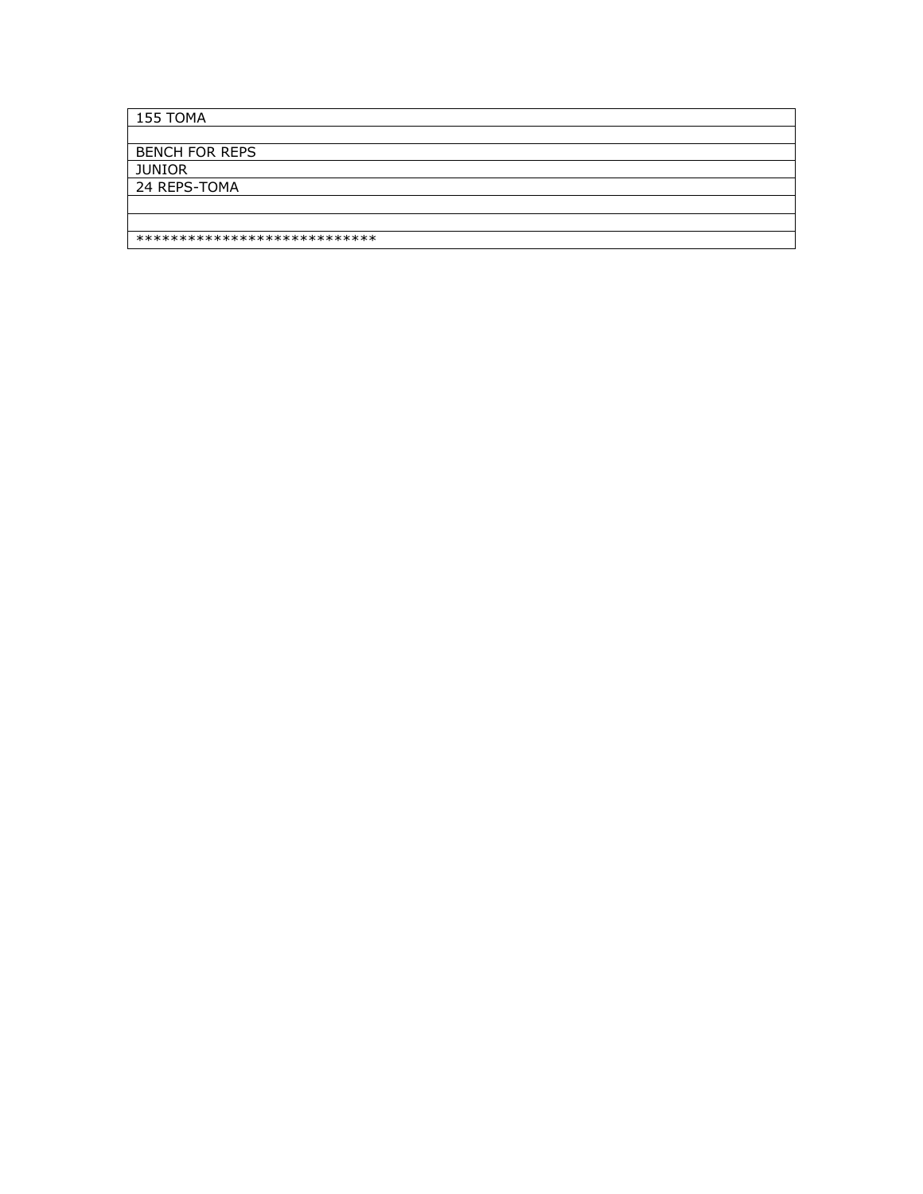| |
|---|
| 155 TOMA |
| |
| BENCH FOR REPS |
| JUNIOR |
| 24 REPS-TOMA |
| |
| |
| *************************** |